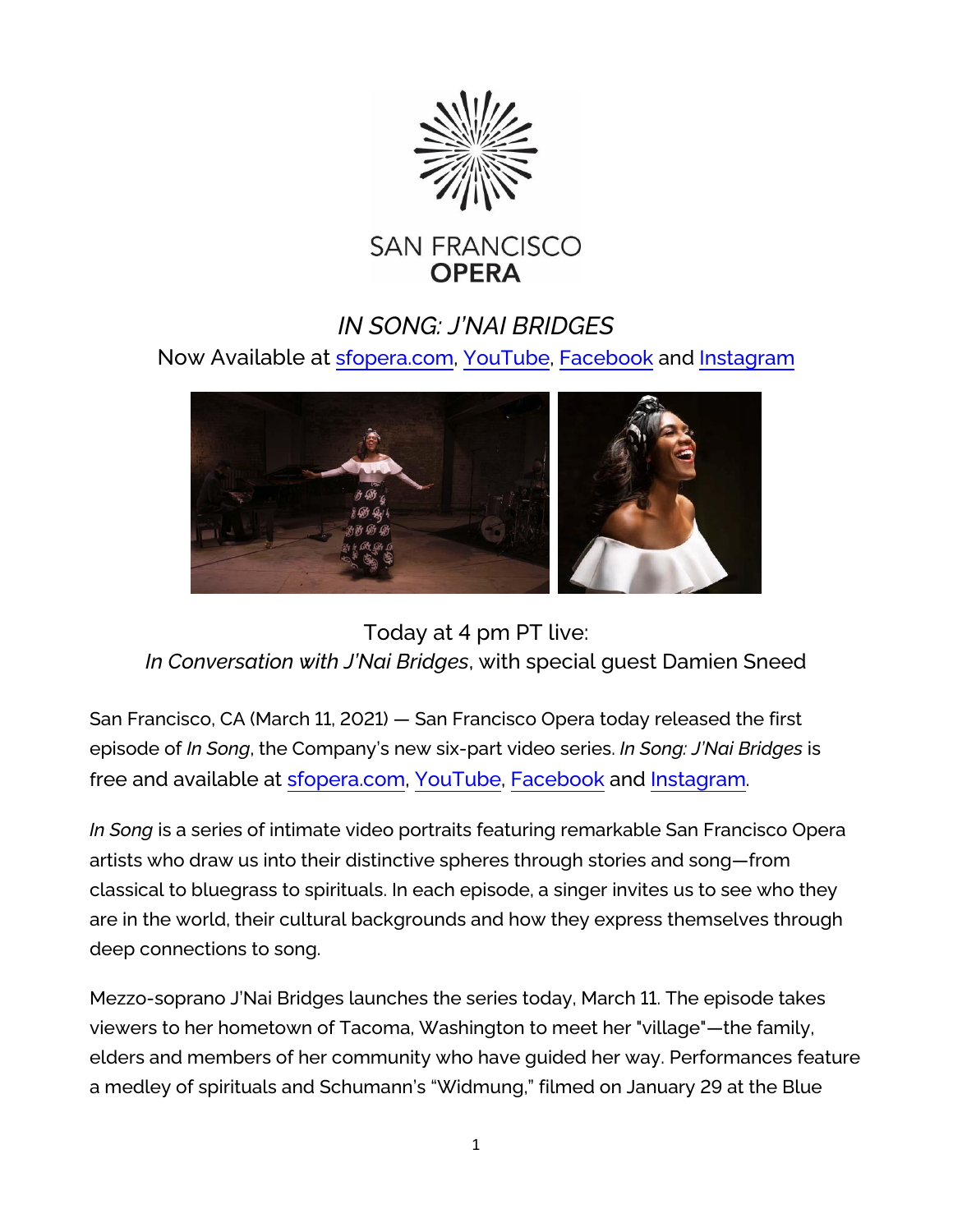SAN FRANCISCO
OPERA

# *IN SONG: J'NAI BRIDGES*

Now Available at sfopera.com, YouTube, Facebook and Instagram

Today at 4 pm PT live:
*In Conversation with J'Nai Bridges*, with special guest Damien Sneed

San Francisco, CA (March 11, 2021) — San Francisco Opera today released the first episode of *In Song*, the Company's new six-part video series. *In Song: J'Nai Bridges* is free and available at sfopera.com, YouTube, Facebook and Instagram.

*In Song* is a series of intimate video portraits featuring remarkable San Francisco Opera artists who draw us into their distinctive spheres through stories and song—from classical to bluegrass to spirituals. In each episode, a singer invites us to see who they are in the world, their cultural backgrounds and how they express themselves through deep connections to song.

Mezzo-soprano J'Nai Bridges launches the series today, March 11. The episode takes viewers to her hometown of Tacoma, Washington to meet her "village"—the family, elders and members of her community who have guided her way. Performances feature a medley of spirituals and Schumann's "Widmung," filmed on January 29 at the Blue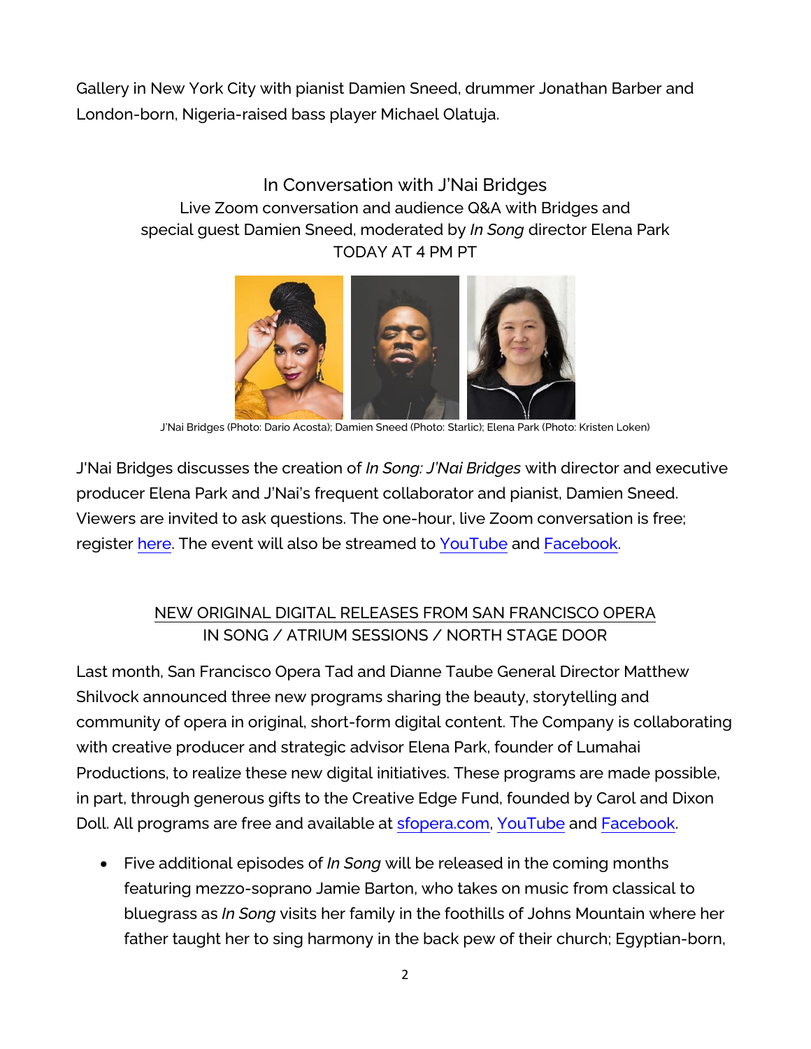Gallery in New York City with pianist Damien Sneed, drummer Jonathan Barber and London-born, Nigeria-raised bass player Michael Olatuja.

## In Conversation with J'Nai Bridges

Live Zoom conversation and audience Q&A with Bridges and special guest Damien Sneed, moderated by *In Song* director Elena Park

TODAY AT 4 PM PT

J'Nai Bridges (Photo: Dario Acosta); Damien Sneed (Photo: Starlic); Elena Park (Photo: Kristen Loken)

J'Nai Bridges discusses the creation of *In Song: J'Nai Bridges* with director and executive producer Elena Park and J'Nai's frequent collaborator and pianist, Damien Sneed. Viewers are invited to ask questions. The one-hour, live Zoom conversation is free; register here. The event will also be streamed to YouTube and Facebook.

## NEW ORIGINAL DIGITAL RELEASES FROM SAN FRANCISCO OPERA
### IN SONG / ATRIUM SESSIONS / NORTH STAGE DOOR

Last month, San Francisco Opera Tad and Dianne Taube General Director Matthew Shilvock announced three new programs sharing the beauty, storytelling and community of opera in original, short-form digital content. The Company is collaborating with creative producer and strategic advisor Elena Park, founder of Lumahai Productions, to realize these new digital initiatives. These programs are made possible, in part, through generous gifts to the Creative Edge Fund, founded by Carol and Dixon Doll. All programs are free and available at sfopera.com, YouTube and Facebook.

- Five additional episodes of *In Song* will be released in the coming months featuring mezzo-soprano Jamie Barton, who takes on music from classical to bluegrass as *In Song* visits her family in the foothills of Johns Mountain where her father taught her to sing harmony in the back pew of their church; Egyptian-born,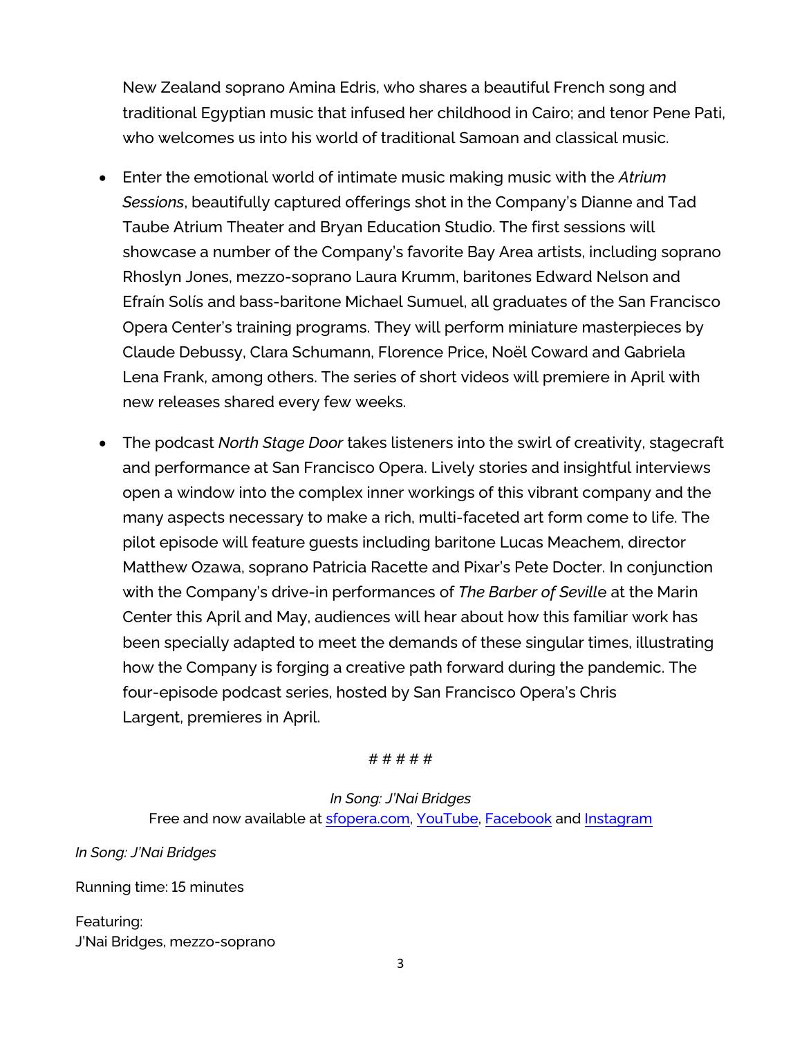New Zealand soprano Amina Edris, who shares a beautiful French song and traditional Egyptian music that infused her childhood in Cairo; and tenor Pene Pati, who welcomes us into his world of traditional Samoan and classical music.

- Enter the emotional world of intimate music making music with the *Atrium Sessions*, beautifully captured offerings shot in the Company's Dianne and Tad Taube Atrium Theater and Bryan Education Studio. The first sessions will showcase a number of the Company's favorite Bay Area artists, including soprano Rhoslyn Jones, mezzo-soprano Laura Krumm, baritones Edward Nelson and Efraín Solís and bass-baritone Michael Sumuel, all graduates of the San Francisco Opera Center's training programs. They will perform miniature masterpieces by Claude Debussy, Clara Schumann, Florence Price, Noël Coward and Gabriela Lena Frank, among others. The series of short videos will premiere in April with new releases shared every few weeks.

- The podcast *North Stage Door* takes listeners into the swirl of creativity, stagecraft and performance at San Francisco Opera. Lively stories and insightful interviews open a window into the complex inner workings of this vibrant company and the many aspects necessary to make a rich, multi-faceted art form come to life. The pilot episode will feature guests including baritone Lucas Meachem, director Matthew Ozawa, soprano Patricia Racette and Pixar's Pete Docter. In conjunction with the Company's drive-in performances of *The Barber of Sevill*e at the Marin Center this April and May, audiences will hear about how this familiar work has been specially adapted to meet the demands of these singular times, illustrating how the Company is forging a creative path forward during the pandemic. The four-episode podcast series, hosted by San Francisco Opera's Chris Largent, premieres in April.

# # # # #

*In Song: J'Nai Bridges*
Free and now available at sfopera.com, YouTube, Facebook and Instagram

*In Song: J'Nai Bridges*

Running time: 15 minutes

Featuring:
J'Nai Bridges, mezzo-soprano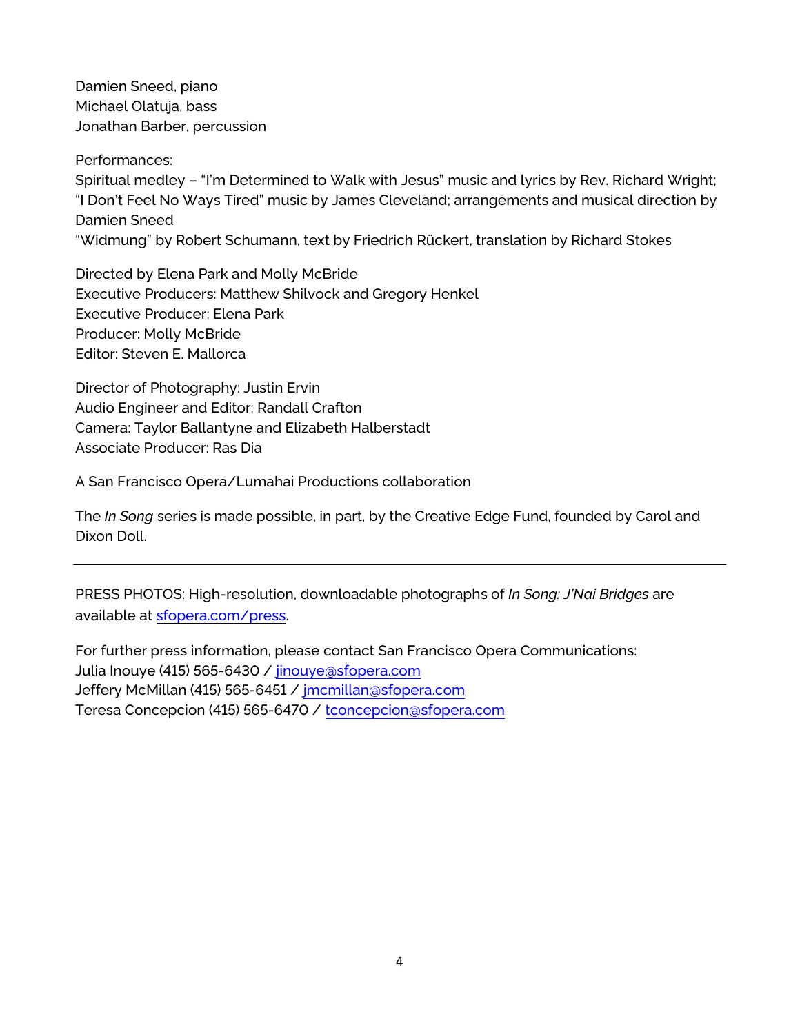Damien Sneed, piano
Michael Olatuja, bass
Jonathan Barber, percussion

Performances:
Spiritual medley – "I'm Determined to Walk with Jesus" music and lyrics by Rev. Richard Wright; "I Don't Feel No Ways Tired" music by James Cleveland; arrangements and musical direction by Damien Sneed
"Widmung" by Robert Schumann, text by Friedrich Rückert, translation by Richard Stokes

Directed by Elena Park and Molly McBride
Executive Producers: Matthew Shilvock and Gregory Henkel
Executive Producer: Elena Park
Producer: Molly McBride
Editor: Steven E. Mallorca

Director of Photography: Justin Ervin
Audio Engineer and Editor: Randall Crafton
Camera: Taylor Ballantyne and Elizabeth Halberstadt
Associate Producer: Ras Dia

A San Francisco Opera/Lumahai Productions collaboration

The *In Song* series is made possible, in part, by the Creative Edge Fund, founded by Carol and Dixon Doll.

---

PRESS PHOTOS: High-resolution, downloadable photographs of *In Song: J'Nai Bridges* are available at [sfopera.com/press](sfopera.com/press).

For further press information, please contact San Francisco Opera Communications:
Julia Inouye (415) 565-6430 / [jinouye@sfopera.com](mailto:jinouye@sfopera.com)
Jeffery McMillan (415) 565-6451 / [jmcmillan@sfopera.com](mailto:jmcmillan@sfopera.com)
Teresa Concepcion (415) 565-6470 / [tconcepcion@sfopera.com](mailto:tconcepcion@sfopera.com)